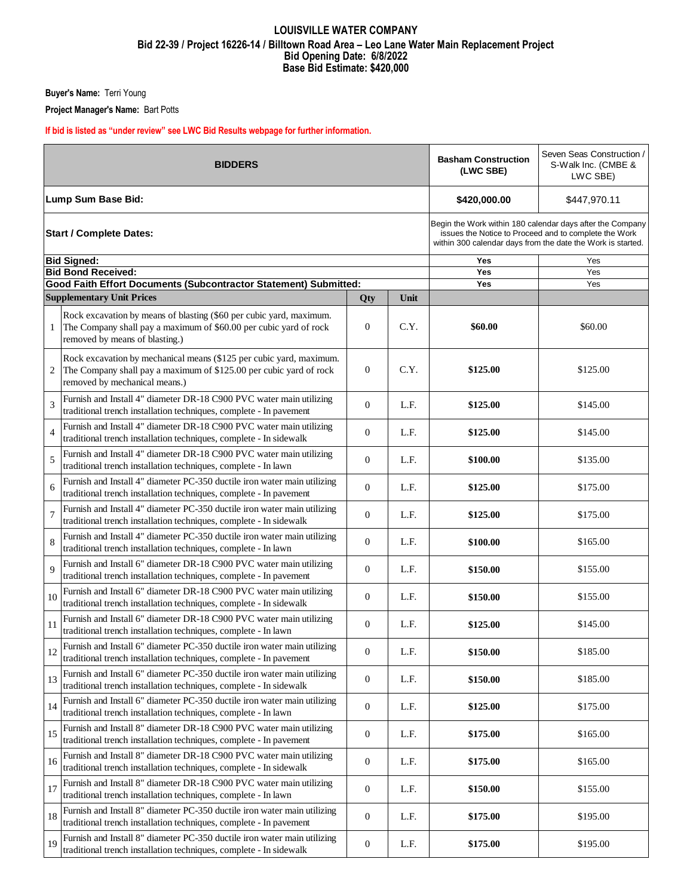# LOUISVILLE WATER COMPANY

## Bid 22-39 / Project 16226-14 / Billtown Road Area – Leo Lane Water Main Replacement Project

**Bid Opening Date: 6/8/2022**

**Base Bid Estimate: $420,000**

**Buyer's Name:** Terri Young

**Project Manager's Name:** Bart Potts

**If bid is listed as "under review" see LWC Bid Results webpage for further information.**

| BIDDERS | | | | Basham Construction (LWC SBE) | Seven Seas Construction / S-Walk Inc. (CMBE & LWC SBE) |
|---|---|---|---|---|---|
| **Lump Sum Base Bid:** | | | | **$420,000.00** | $447,970.11 |
| **Start / Complete Dates:** | | | | Begin the Work within 180 calendar days after the Company issues the Notice to Proceed and to complete the Work within 300 calendar days from the date the Work is started. | |
| **Bid Signed:** | | | | Yes | Yes |
| **Bid Bond Received:** | | | | Yes | Yes |
| **Good Faith Effort Documents (Subcontractor Statement) Submitted:** | | | | Yes | Yes |
| **Supplementary Unit Prices** | | **Qty** | **Unit** | | |
| 1 | Rock excavation by means of blasting ($60 per cubic yard, maximum. The Company shall pay a maximum of $60.00 per cubic yard of rock removed by means of blasting.) | 0 | C.Y. | **$60.00** | $60.00 |
| 2 | Rock excavation by mechanical means ($125 per cubic yard, maximum. The Company shall pay a maximum of $125.00 per cubic yard of rock removed by mechanical means.) | 0 | C.Y. | **$125.00** | $125.00 |
| 3 | Furnish and Install 4" diameter DR-18 C900 PVC water main utilizing traditional trench installation techniques, complete - In pavement | 0 | L.F. | **$125.00** | $145.00 |
| 4 | Furnish and Install 4" diameter DR-18 C900 PVC water main utilizing traditional trench installation techniques, complete - In sidewalk | 0 | L.F. | **$125.00** | $145.00 |
| 5 | Furnish and Install 4" diameter DR-18 C900 PVC water main utilizing traditional trench installation techniques, complete - In lawn | 0 | L.F. | **$100.00** | $135.00 |
| 6 | Furnish and Install 4" diameter PC-350 ductile iron water main utilizing traditional trench installation techniques, complete - In pavement | 0 | L.F. | **$125.00** | $175.00 |
| 7 | Furnish and Install 4" diameter PC-350 ductile iron water main utilizing traditional trench installation techniques, complete - In sidewalk | 0 | L.F. | **$125.00** | $175.00 |
| 8 | Furnish and Install 4" diameter PC-350 ductile iron water main utilizing traditional trench installation techniques, complete - In lawn | 0 | L.F. | **$100.00** | $165.00 |
| 9 | Furnish and Install 6" diameter DR-18 C900 PVC water main utilizing traditional trench installation techniques, complete - In pavement | 0 | L.F. | **$150.00** | $155.00 |
| 10 | Furnish and Install 6" diameter DR-18 C900 PVC water main utilizing traditional trench installation techniques, complete - In sidewalk | 0 | L.F. | **$150.00** | $155.00 |
| 11 | Furnish and Install 6" diameter DR-18 C900 PVC water main utilizing traditional trench installation techniques, complete - In lawn | 0 | L.F. | **$125.00** | $145.00 |
| 12 | Furnish and Install 6" diameter PC-350 ductile iron water main utilizing traditional trench installation techniques, complete - In pavement | 0 | L.F. | **$150.00** | $185.00 |
| 13 | Furnish and Install 6" diameter PC-350 ductile iron water main utilizing traditional trench installation techniques, complete - In sidewalk | 0 | L.F. | **$150.00** | $185.00 |
| 14 | Furnish and Install 6" diameter PC-350 ductile iron water main utilizing traditional trench installation techniques, complete - In lawn | 0 | L.F. | **$125.00** | $175.00 |
| 15 | Furnish and Install 8" diameter DR-18 C900 PVC water main utilizing traditional trench installation techniques, complete - In pavement | 0 | L.F. | **$175.00** | $165.00 |
| 16 | Furnish and Install 8" diameter DR-18 C900 PVC water main utilizing traditional trench installation techniques, complete - In sidewalk | 0 | L.F. | **$175.00** | $165.00 |
| 17 | Furnish and Install 8" diameter DR-18 C900 PVC water main utilizing traditional trench installation techniques, complete - In lawn | 0 | L.F. | **$150.00** | $155.00 |
| 18 | Furnish and Install 8" diameter PC-350 ductile iron water main utilizing traditional trench installation techniques, complete - In pavement | 0 | L.F. | **$175.00** | $195.00 |
| 19 | Furnish and Install 8" diameter PC-350 ductile iron water main utilizing traditional trench installation techniques, complete - In sidewalk | 0 | L.F. | **$175.00** | $195.00 |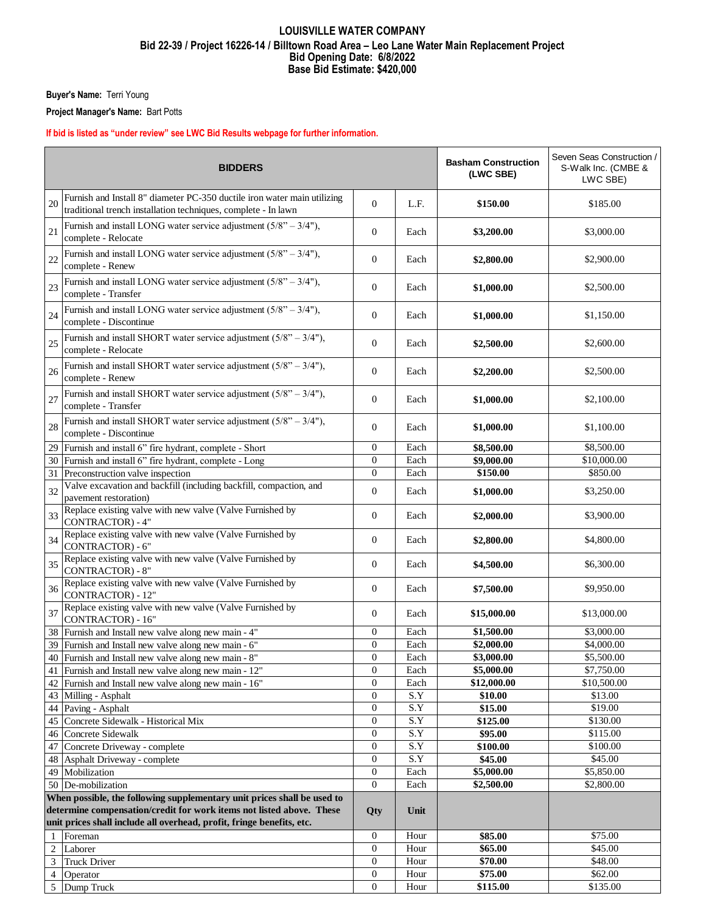# LOUISVILLE WATER COMPANY

**Bid 22-39 / Project 16226-14 / Billtown Road Area – Leo Lane Water Main Replacement Project**
**Bid Opening Date: 6/8/2022**
**Base Bid Estimate: $420,000**

**Buyer's Name:** Terri Young

**Project Manager's Name:** Bart Potts

**If bid is listed as "under review" see LWC Bid Results webpage for further information.**

| | BIDDERS | | | Basham Construction (LWC SBE) | Seven Seas Construction / S-Walk Inc. (CMBE & LWC SBE) |
|---|---|---|---|---|---|
| 20 | Furnish and Install 8" diameter PC-350 ductile iron water main utilizing traditional trench installation techniques, complete - In lawn | 0 | L.F. | **$150.00** | $185.00 |
| 21 | Furnish and install LONG water service adjustment (5/8" – 3/4"), complete - Relocate | 0 | Each | **$3,200.00** | $3,000.00 |
| 22 | Furnish and install LONG water service adjustment (5/8" – 3/4"), complete - Renew | 0 | Each | **$2,800.00** | $2,900.00 |
| 23 | Furnish and install LONG water service adjustment (5/8" – 3/4"), complete - Transfer | 0 | Each | **$1,000.00** | $2,500.00 |
| 24 | Furnish and install LONG water service adjustment (5/8" – 3/4"), complete - Discontinue | 0 | Each | **$1,000.00** | $1,150.00 |
| 25 | Furnish and install SHORT water service adjustment (5/8" – 3/4"), complete - Relocate | 0 | Each | **$2,500.00** | $2,600.00 |
| 26 | Furnish and install SHORT water service adjustment (5/8" – 3/4"), complete - Renew | 0 | Each | **$2,200.00** | $2,500.00 |
| 27 | Furnish and install SHORT water service adjustment (5/8" – 3/4"), complete - Transfer | 0 | Each | **$1,000.00** | $2,100.00 |
| 28 | Furnish and install SHORT water service adjustment (5/8" – 3/4"), complete - Discontinue | 0 | Each | **$1,000.00** | $1,100.00 |
| 29 | Furnish and install 6" fire hydrant, complete - Short | 0 | Each | **$8,500.00** | $8,500.00 |
| 30 | Furnish and install 6" fire hydrant, complete - Long | 0 | Each | **$9,000.00** | $10,000.00 |
| 31 | Preconstruction valve inspection | 0 | Each | **$150.00** | $850.00 |
| 32 | Valve excavation and backfill (including backfill, compaction, and pavement restoration) | 0 | Each | **$1,000.00** | $3,250.00 |
| 33 | Replace existing valve with new valve (Valve Furnished by CONTRACTOR) - 4" | 0 | Each | **$2,000.00** | $3,900.00 |
| 34 | Replace existing valve with new valve (Valve Furnished by CONTRACTOR) - 6" | 0 | Each | **$2,800.00** | $4,800.00 |
| 35 | Replace existing valve with new valve (Valve Furnished by CONTRACTOR) - 8" | 0 | Each | **$4,500.00** | $6,300.00 |
| 36 | Replace existing valve with new valve (Valve Furnished by CONTRACTOR) - 12" | 0 | Each | **$7,500.00** | $9,950.00 |
| 37 | Replace existing valve with new valve (Valve Furnished by CONTRACTOR) - 16" | 0 | Each | **$15,000.00** | $13,000.00 |
| 38 | Furnish and Install new valve along new main - 4" | 0 | Each | **$1,500.00** | $3,000.00 |
| 39 | Furnish and Install new valve along new main - 6" | 0 | Each | **$2,000.00** | $4,000.00 |
| 40 | Furnish and Install new valve along new main - 8" | 0 | Each | **$3,000.00** | $5,500.00 |
| 41 | Furnish and Install new valve along new main - 12" | 0 | Each | **$5,000.00** | $7,750.00 |
| 42 | Furnish and Install new valve along new main - 16" | 0 | Each | **$12,000.00** | $10,500.00 |
| 43 | Milling - Asphalt | 0 | S.Y | **$10.00** | $13.00 |
| 44 | Paving - Asphalt | 0 | S.Y | **$15.00** | $19.00 |
| 45 | Concrete Sidewalk - Historical Mix | 0 | S.Y | **$125.00** | $130.00 |
| 46 | Concrete Sidewalk | 0 | S.Y | **$95.00** | $115.00 |
| 47 | Concrete Driveway - complete | 0 | S.Y | **$100.00** | $100.00 |
| 48 | Asphalt Driveway - complete | 0 | S.Y | **$45.00** | $45.00 |
| 49 | Mobilization | 0 | Each | **$5,000.00** | $5,850.00 |
| 50 | De-mobilization | 0 | Each | **$2,500.00** | $2,800.00 |
| | **When possible, the following supplementary unit prices shall be used to determine compensation/credit for work items not listed above. These unit prices shall include all overhead, profit, fringe benefits, etc.** | **Qty** | **Unit** | | |
| 1 | Foreman | 0 | Hour | **$85.00** | $75.00 |
| 2 | Laborer | 0 | Hour | **$65.00** | $45.00 |
| 3 | Truck Driver | 0 | Hour | **$70.00** | $48.00 |
| 4 | Operator | 0 | Hour | **$75.00** | $62.00 |
| 5 | Dump Truck | 0 | Hour | **$115.00** | $135.00 |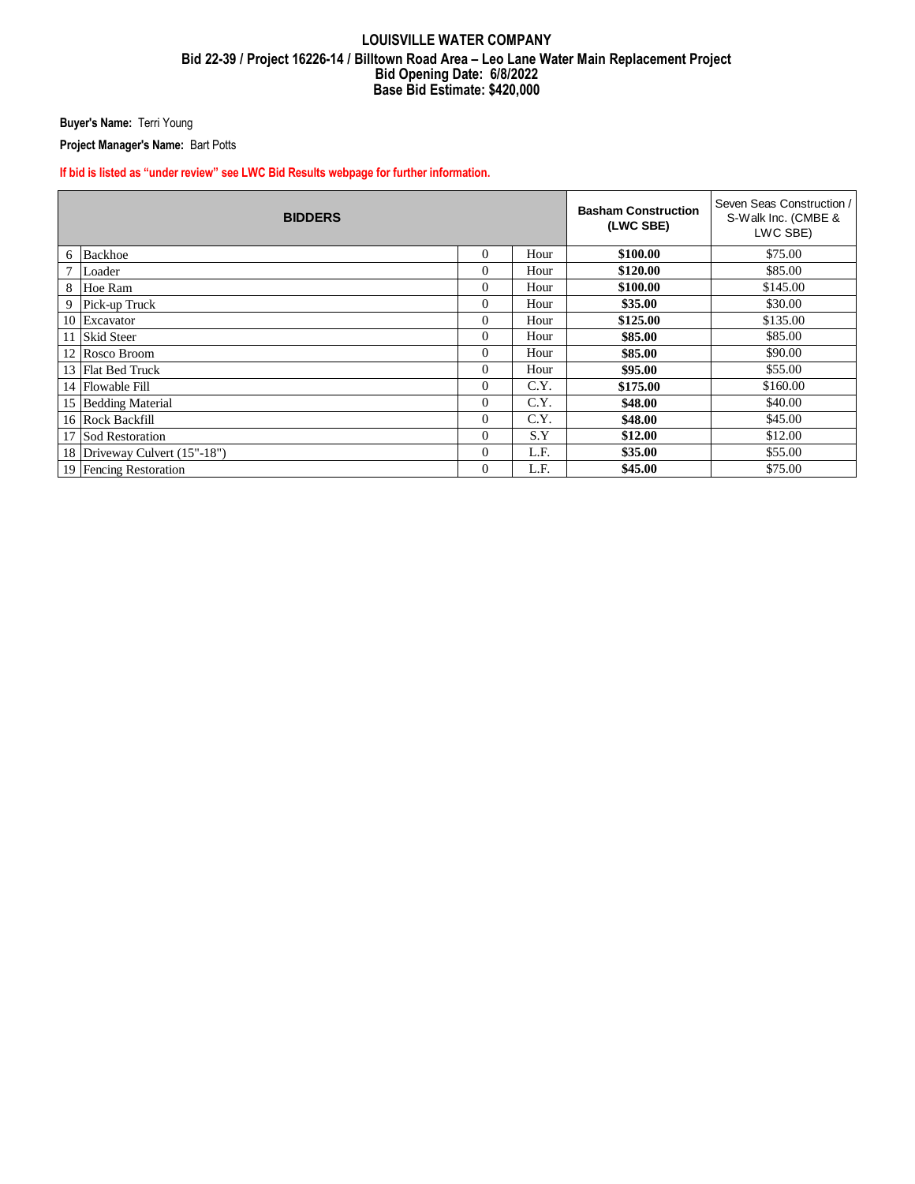## LOUISVILLE WATER COMPANY

**Bid 22-39 / Project 16226-14 / Billtown Road Area – Leo Lane Water Main Replacement Project**
**Bid Opening Date: 6/8/2022**
**Base Bid Estimate: $420,000**

**Buyer's Name:** Terri Young

**Project Manager's Name:** Bart Potts

**If bid is listed as "under review" see LWC Bid Results webpage for further information.**

| BIDDERS | | | | Basham Construction (LWC SBE) | Seven Seas Construction / S-Walk Inc. (CMBE & LWC SBE) |
|---|---|---|---|---|---|
| 6 | Backhoe | 0 | Hour | **$100.00** | $75.00 |
| 7 | Loader | 0 | Hour | **$120.00** | $85.00 |
| 8 | Hoe Ram | 0 | Hour | **$100.00** | $145.00 |
| 9 | Pick-up Truck | 0 | Hour | **$35.00** | $30.00 |
| 10 | Excavator | 0 | Hour | **$125.00** | $135.00 |
| 11 | Skid Steer | 0 | Hour | **$85.00** | $85.00 |
| 12 | Rosco Broom | 0 | Hour | **$85.00** | $90.00 |
| 13 | Flat Bed Truck | 0 | Hour | **$95.00** | $55.00 |
| 14 | Flowable Fill | 0 | C.Y. | **$175.00** | $160.00 |
| 15 | Bedding Material | 0 | C.Y. | **$48.00** | $40.00 |
| 16 | Rock Backfill | 0 | C.Y. | **$48.00** | $45.00 |
| 17 | Sod Restoration | 0 | S.Y | **$12.00** | $12.00 |
| 18 | Driveway Culvert (15"-18") | 0 | L.F. | **$35.00** | $55.00 |
| 19 | Fencing Restoration | 0 | L.F. | **$45.00** | $75.00 |